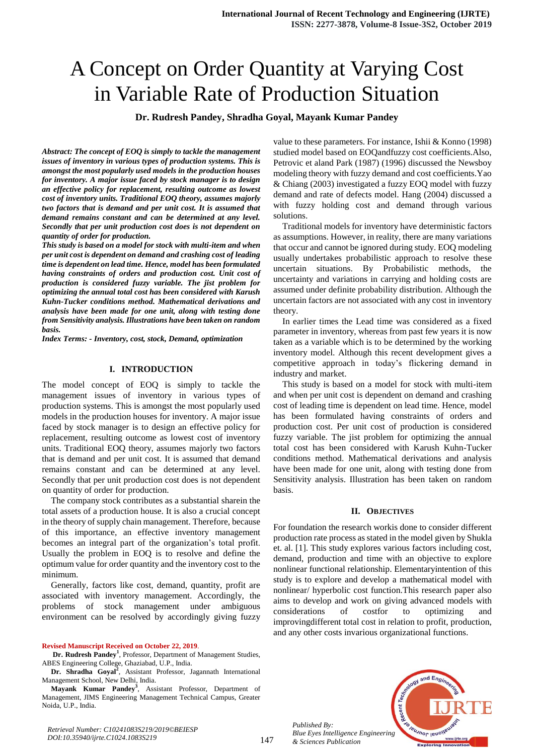# A Concept on Order Quantity at Varying Cost in Variable Rate of Production Situation

**Dr. Rudresh Pandey, Shradha Goyal, Mayank Kumar Pandey**

***Abstract: The concept of EOQ is simply to tackle the management issues of inventory in various types of production systems. This is amongst the most popularly used models in the production houses for inventory. A major issue faced by stock manager is to design an effective policy for replacement, resulting outcome as lowest cost of inventory units. Traditional EOQ theory, assumes majorly two factors that is demand and per unit cost. It is assumed that demand remains constant and can be determined at any level. Secondly that per unit production cost does is not dependent on quantity of order for production.***

***This study is based on a model for stock with multi-item and when per unit cost is dependent on demand and crashing cost of leading time is dependent on lead time. Hence, model has been formulated having constraints of orders and production cost. Unit cost of production is considered fuzzy variable. The jist problem for optimizing the annual total cost has been considered with Karush Kuhn-Tucker conditions method. Mathematical derivations and analysis have been made for one unit, along with testing done from Sensitivity analysis. Illustrations have been taken on random basis.***

***Index Terms: - Inventory, cost, stock, Demand, optimization***

## I. INTRODUCTION

The model concept of EOQ is simply to tackle the management issues of inventory in various types of production systems. This is amongst the most popularly used models in the production houses for inventory. A major issue faced by stock manager is to design an effective policy for replacement, resulting outcome as lowest cost of inventory units. Traditional EOQ theory, assumes majorly two factors that is demand and per unit cost. It is assumed that demand remains constant and can be determined at any level. Secondly that per unit production cost does is not dependent on quantity of order for production.

The company stock contributes as a substantial sharein the total assets of a production house. It is also a crucial concept in the theory of supply chain management. Therefore, because of this importance, an effective inventory management becomes an integral part of the organization's total profit. Usually the problem in EOQ is to resolve and define the optimum value for order quantity and the inventory cost to the minimum.

Generally, factors like cost, demand, quantity, profit are associated with inventory management. Accordingly, the problems of stock management under ambiguous environment can be resolved by accordingly giving fuzzy value to these parameters. For instance, Ishii & Konno (1998) studied model based on EOQandfuzzy cost coefficients.Also, Petrovic et aland Park (1987) (1996) discussed the Newsboy modeling theory with fuzzy demand and cost coefficients.Yao & Chiang (2003) investigated a fuzzy EOQ model with fuzzy demand and rate of defects model. Hang (2004) discussed a with fuzzy holding cost and demand through various solutions.

Traditional models for inventory have deterministic factors as assumptions. However, in reality, there are many variations that occur and cannot be ignored during study. EOQ modeling usually undertakes probabilistic approach to resolve these uncertain situations. By Probabilistic methods, the uncertainty and variations in carrying and holding costs are assumed under definite probability distribution. Although the uncertain factors are not associated with any cost in inventory theory.

In earlier times the Lead time was considered as a fixed parameter in inventory, whereas from past few years it is now taken as a variable which is to be determined by the working inventory model. Although this recent development gives a competitive approach in today's flickering demand in industry and market.

This study is based on a model for stock with multi-item and when per unit cost is dependent on demand and crashing cost of leading time is dependent on lead time. Hence, model has been formulated having constraints of orders and production cost. Per unit cost of production is considered fuzzy variable. The jist problem for optimizing the annual total cost has been considered with Karush Kuhn-Tucker conditions method. Mathematical derivations and analysis have been made for one unit, along with testing done from Sensitivity analysis. Illustration has been taken on random basis.

## II. OBJECTIVES

For foundation the research workis done to consider different production rate process as stated in the model given by Shukla et. al. [1]. This study explores various factors including cost, demand, production and time with an objective to explore nonlinear functional relationship. Elementaryintention of this study is to explore and develop a mathematical model with nonlinear/ hyperbolic cost function.This research paper also aims to develop and work on giving advanced models with considerations of costfor to optimizing and improvingdifferent total cost in relation to profit, production, and any other costs invarious organizational functions.

---

**Revised Manuscript Received on October 22, 2019**.

**Dr. Rudresh Pandey**[1], Professor, Department of Management Studies, ABES Engineering College, Ghaziabad, U.P., India.

**Dr. Shradha Goyal**[2], Assistant Professor, Jagannath International Management School, New Delhi, India.

**Mayank Kumar Pandey**[3], Assistant Professor, Department of Management, JIMS Engineering Management Technical Campus, Greater Noida, U.P., India.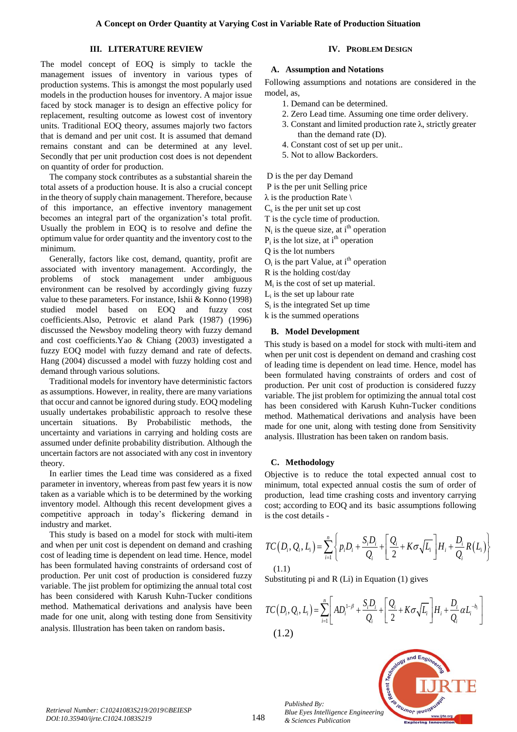## III. LITERATURE REVIEW

The model concept of EOQ is simply to tackle the management issues of inventory in various types of production systems. This is amongst the most popularly used models in the production houses for inventory. A major issue faced by stock manager is to design an effective policy for replacement, resulting outcome as lowest cost of inventory units. Traditional EOQ theory, assumes majorly two factors that is demand and per unit cost. It is assumed that demand remains constant and can be determined at any level. Secondly that per unit production cost does is not dependent on quantity of order for production.

The company stock contributes as a substantial sharein the total assets of a production house. It is also a crucial concept in the theory of supply chain management. Therefore, because of this importance, an effective inventory management becomes an integral part of the organization's total profit. Usually the problem in EOQ is to resolve and define the optimum value for order quantity and the inventory cost to the minimum.

Generally, factors like cost, demand, quantity, profit are associated with inventory management. Accordingly, the problems of stock management under ambiguous environment can be resolved by accordingly giving fuzzy value to these parameters. For instance, Ishii & Konno (1998) studied model based on EOQ and fuzzy cost coefficients.Also, Petrovic et aland Park (1987) (1996) discussed the Newsboy modeling theory with fuzzy demand and cost coefficients.Yao & Chiang (2003) investigated a fuzzy EOQ model with fuzzy demand and rate of defects. Hang (2004) discussed a model with fuzzy holding cost and demand through various solutions.

Traditional models for inventory have deterministic factors as assumptions. However, in reality, there are many variations that occur and cannot be ignored during study. EOQ modeling usually undertakes probabilistic approach to resolve these uncertain situations. By Probabilistic methods, the uncertainty and variations in carrying and holding costs are assumed under definite probability distribution. Although the uncertain factors are not associated with any cost in inventory theory.

In earlier times the Lead time was considered as a fixed parameter in inventory, whereas from past few years it is now taken as a variable which is to be determined by the working inventory model. Although this recent development gives a competitive approach in today's flickering demand in industry and market.

This study is based on a model for stock with multi-item and when per unit cost is dependent on demand and crashing cost of leading time is dependent on lead time. Hence, model has been formulated having constraints of ordersand cost of production. Per unit cost of production is considered fuzzy variable. The jist problem for optimizing the annual total cost has been considered with Karush Kuhn-Tucker conditions method. Mathematical derivations and analysis have been made for one unit, along with testing done from Sensitivity analysis. Illustration has been taken on random basis.

## IV. PROBLEM DESIGN

### A. Assumption and Notations

Following assumptions and notations are considered in the model, as,

1. Demand can be determined.
2. Zero Lead time. Assuming one time order delivery.
3. Constant and limited production rate λ, strictly greater than the demand rate (D).
4. Constant cost of set up per unit..
5. Not to allow Backorders.

D is the per day Demand
P is the per unit Selling price
λ is the production Rate \
$C_s$ is the per unit set up cost
T is the cycle time of production.
$N_i$ is the queue size, at $i^{th}$ operation
$P_i$ is the lot size, at $i^{th}$ operation
Q is the lot numbers
$O_i$ is the part Value, at $i^{th}$ operation
R is the holding cost/day
$M_i$ is the cost of set up material.
$L_i$ is the set up labour rate
$S_i$ is the integrated Set up time
k is the summed operations

### B. Model Development

This study is based on a model for stock with multi-item and when per unit cost is dependent on demand and crashing cost of leading time is dependent on lead time. Hence, model has been formulated having constraints of orders and cost of production. Per unit cost of production is considered fuzzy variable. The jist problem for optimizing the annual total cost has been considered with Karush Kuhn-Tucker conditions method. Mathematical derivations and analysis have been made for one unit, along with testing done from Sensitivity analysis. Illustration has been taken on random basis.

### C. Methodology

Objective is to reduce the total expected annual cost to minimum, total expected annual costis the sum of order of production, lead time crashing costs and inventory carrying cost; according to EOQ and its basic assumptions following is the cost details -

$$TC(D_i, Q_i, L_i) = \sum_{i=1}^{n} \left\{ p_i D_i + \frac{S_i D_i}{Q_i} + \left[ \frac{Q_i}{2} + K\sigma\sqrt{L_i} \right] H_i + \frac{D_i}{Q_i} R(L_i) \right\}$$

(1.1)

Substituting pi and R (Li) in Equation (1) gives

$$TC(D_i, Q_i, L_i) = \sum_{i=1}^{n} \left[ AD_i^{1-\beta} + \frac{S_i D_i}{Q_i} + \left[ \frac{Q_i}{2} + K\sigma\sqrt{L_i} \right] H_i + \frac{D_i}{Q_i} \alpha L_i^{-b_i} \right]$$

(1.2)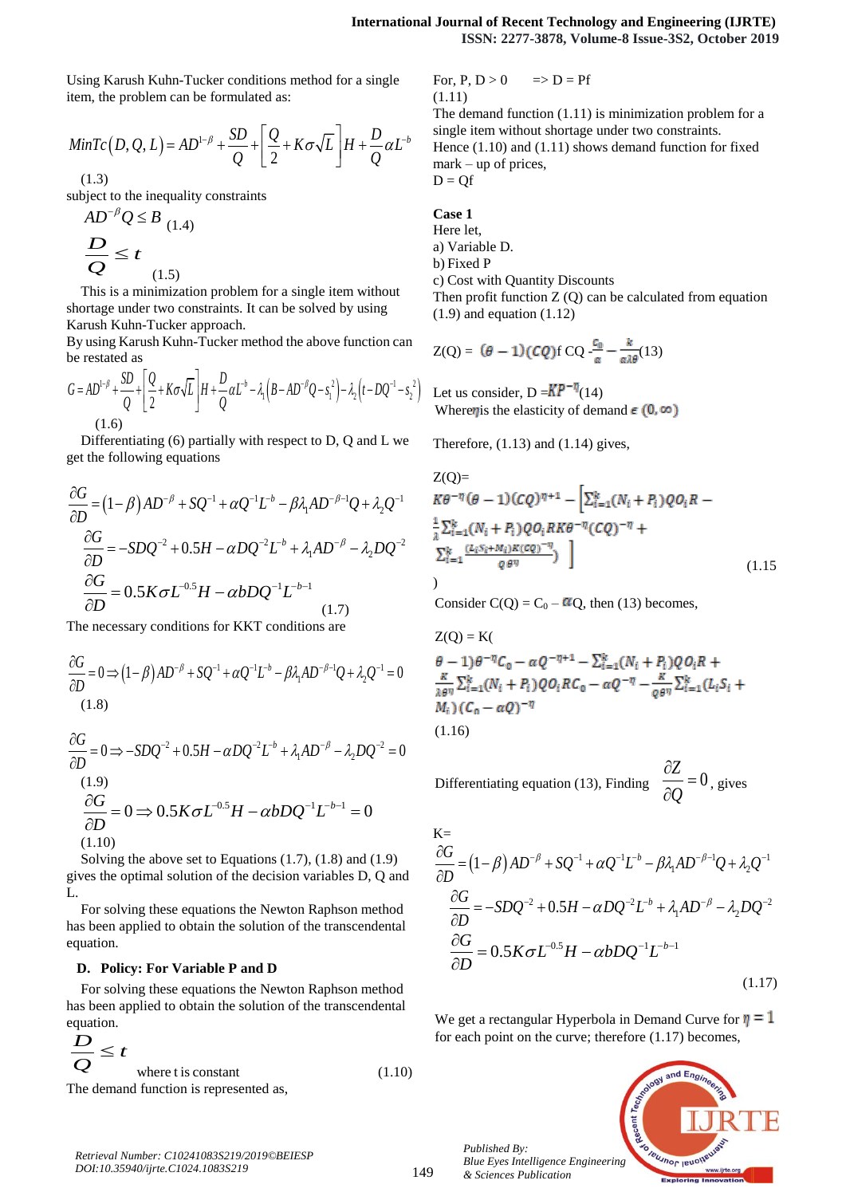Using Karush Kuhn-Tucker conditions method for a single item, the problem can be formulated as:

$$MinTc(D,Q,L) = AD^{1-\beta} + \frac{SD}{Q} + \left[\frac{Q}{2} + K\sigma\sqrt{L}\right]H + \frac{D}{Q}\alpha L^{-b}$$

(1.3)

subject to the inequality constraints

$$AD^{-\beta}Q \le B \quad (1.4)$$

$$\frac{D}{Q} \le t \quad (1.5)$$

This is a minimization problem for a single item without shortage under two constraints. It can be solved by using Karush Kuhn-Tucker approach.

By using Karush Kuhn-Tucker method the above function can be restated as

$$G = AD^{1-\beta} + \frac{SD}{Q} + \left[\frac{Q}{2} + K\sigma\sqrt{L}\right]H + \frac{D}{Q}\alpha L^{-b} - \lambda_1\left(B - AD^{-\beta}Q - s_1^2\right) - \lambda_2\left(t - DQ^{-1} - s_2^2\right)$$

(1.6)

Differentiating (6) partially with respect to D, Q and L we get the following equations

$$\frac{\partial G}{\partial D} = (1-\beta)AD^{-\beta} + SQ^{-1} + \alpha Q^{-1}L^{-b} - \beta\lambda_1 AD^{-\beta-1}Q + \lambda_2 Q^{-1}$$

$$\frac{\partial G}{\partial D} = -SDQ^{-2} + 0.5H - \alpha DQ^{-2}L^{-b} + \lambda_1 AD^{-\beta} - \lambda_2 DQ^{-2}$$

$$\frac{\partial G}{\partial D} = 0.5K\sigma L^{-0.5}H - \alpha bDQ^{-1}L^{-b-1} \quad (1.7)$$

The necessary conditions for KKT conditions are

$$\frac{\partial G}{\partial D} = 0 \Rightarrow (1-\beta)AD^{-\beta} + SQ^{-1} + \alpha Q^{-1}L^{-b} - \beta\lambda_1 AD^{-\beta-1}Q + \lambda_2 Q^{-1} = 0$$

(1.8)

$$\frac{\partial G}{\partial D} = 0 \Rightarrow -SDQ^{-2} + 0.5H - \alpha DQ^{-2}L^{-b} + \lambda_1 AD^{-\beta} - \lambda_2 DQ^{-2} = 0$$

(1.9)

$$\frac{\partial G}{\partial D} = 0 \Rightarrow 0.5K\sigma L^{-0.5}H - \alpha bDQ^{-1}L^{-b-1} = 0$$

(1.10)

Solving the above set to Equations (1.7), (1.8) and (1.9) gives the optimal solution of the decision variables D, Q and L.

For solving these equations the Newton Raphson method has been applied to obtain the solution of the transcendental equation.

### D. Policy: For Variable P and D

For solving these equations the Newton Raphson method has been applied to obtain the solution of the transcendental equation.

$$\frac{D}{Q} \le t \quad \text{where t is constant} \quad (1.10)$$

The demand function is represented as,

For, P, D > 0 => D = Pf

(1.11)

The demand function (1.11) is minimization problem for a single item without shortage under two constraints.

Hence (1.10) and (1.11) shows demand function for fixed mark – up of prices,

D = Qf

**Case 1**

Here let,

a) Variable D.

b) Fixed P

c) Cost with Quantity Discounts

Then profit function Z (Q) can be calculated from equation (1.9) and equation (1.12)

$$Z(Q) = (\theta - 1)(CQ)f\ CQ - \frac{C_0}{\alpha} - \frac{k}{\alpha\lambda\theta} \quad (13)$$

Let us consider, $D = KP^{-\eta}$ (14)

Where $\eta$ is the elasticity of demand $\epsilon\ (0, \infty)$

Therefore, (1.13) and (1.14) gives,

$$Z(Q) = K\theta^{-\eta}(\theta-1)(CQ)^{\eta+1} - \left[\sum_{i=1}^{k}(N_i + P_i)QO_iR - \frac{1}{\lambda}\sum_{i=1}^{k}(N_i+P_i)QO_iRK\theta^{-\eta}(CQ)^{-\eta} + \sum_{i=1}^{k}\frac{(L_iS_i+M_i)K(CQ)^{-\eta}}{Q\theta^{\eta}}\right)\Bigg] \quad (1.15)$$

Consider $C(Q) = C_0 - \alpha Q$, then (13) becomes,

$$Z(Q) = K(\theta-1)\theta^{-\eta}C_0 - \alpha Q^{-\eta+1} - \sum_{i=1}^{k}(N_i+P_i)QO_iR + \frac{K}{\lambda\theta^{\eta}}\sum_{i=1}^{k}(N_i+P_i)QO_iRC_0 - \alpha Q^{-\eta} - \frac{K}{Q\theta^{\eta}}\sum_{i=1}^{k}(L_iS_i + M_i)(C_0 - \alpha Q)^{-\eta}$$

(1.16)

Differentiating equation (13), Finding $\frac{\partial Z}{\partial Q} = 0$, gives

K=

$$\frac{\partial G}{\partial D} = (1-\beta)AD^{-\beta} + SQ^{-1} + \alpha Q^{-1}L^{-b} - \beta\lambda_1 AD^{-\beta-1}Q + \lambda_2 Q^{-1}$$

$$\frac{\partial G}{\partial D} = -SDQ^{-2} + 0.5H - \alpha DQ^{-2}L^{-b} + \lambda_1 AD^{-\beta} - \lambda_2 DQ^{-2}$$

$$\frac{\partial G}{\partial D} = 0.5K\sigma L^{-0.5}H - \alpha bDQ^{-1}L^{-b-1}$$

(1.17)

We get a rectangular Hyperbola in Demand Curve for $\eta = 1$ for each point on the curve; therefore (1.17) becomes,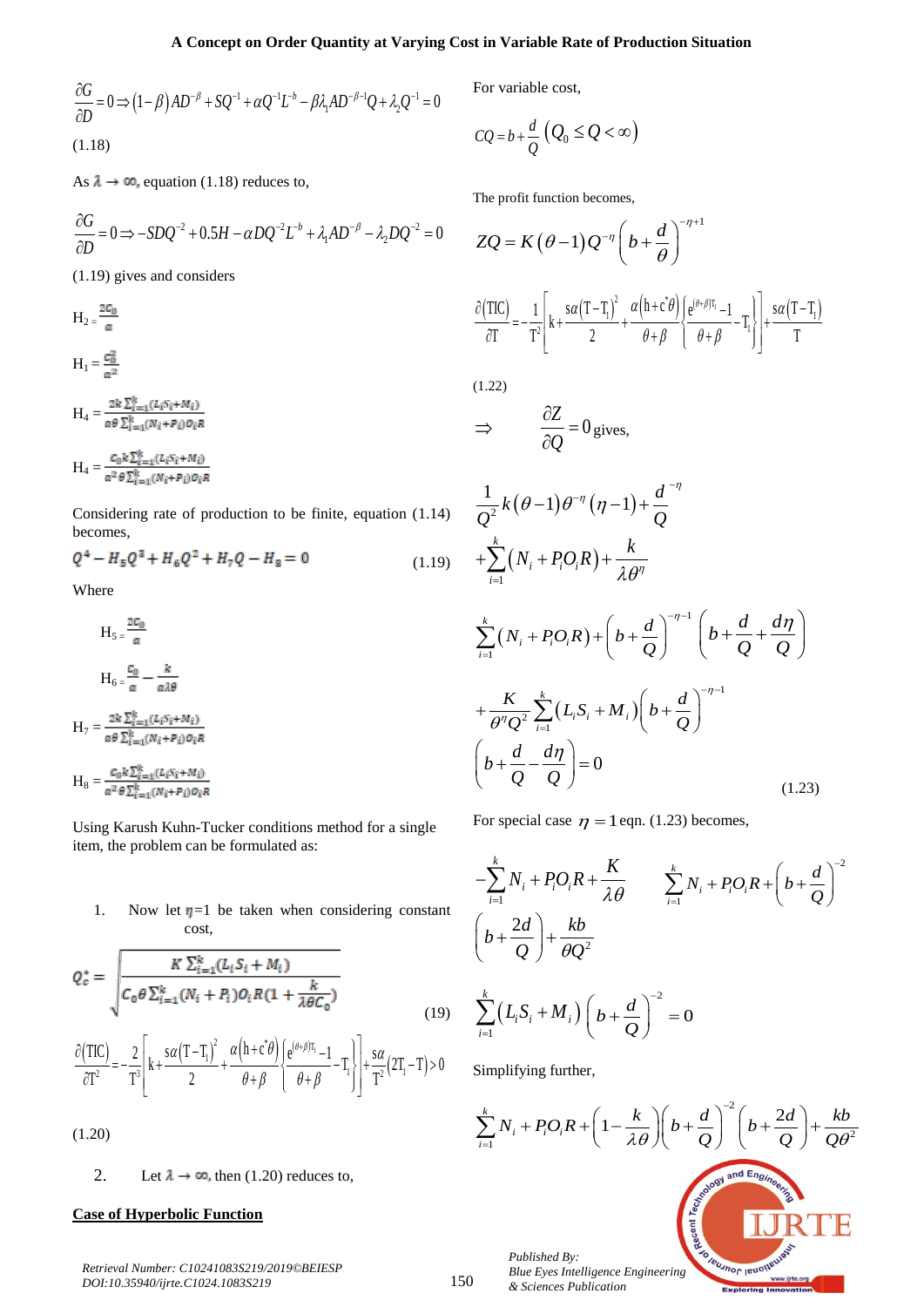$$\frac{\partial G}{\partial D}=0 \Rightarrow (1-\beta)AD^{-\beta}+SQ^{-1}+\alpha Q^{-1}L^{-b}-\beta\lambda_1 AD^{-\beta-1}Q+\lambda_2 Q^{-1}=0$$

(1.18)

As $\lambda \rightarrow \infty$, equation (1.18) reduces to,

$$\frac{\partial G}{\partial D}=0 \Rightarrow -SDQ^{-2}+0.5H-\alpha DQ^{-2}L^{-b}+\lambda_1 AD^{-\beta}-\lambda_2 DQ^{-2}=0$$

(1.19) gives and considers

$$H_2=\frac{2C_0}{\alpha}$$

$$H_1=\frac{C_0^2}{\alpha^2}$$

$$H_4=\frac{2k\sum_{i=1}^{k}(L_iS_i+M_i)}{\alpha\theta\sum_{i=1}^{k}(N_i+P_i)O_iR}$$

$$H_4=\frac{C_0 k\sum_{i=1}^{k}(L_iS_i+M_i)}{\alpha^2\theta\sum_{i=1}^{k}(N_i+P_i)O_iR}$$

Considering rate of production to be finite, equation (1.14) becomes,

$$Q^4-H_5Q^3+H_6Q^2+H_7Q-H_8=0 \tag{1.19}$$

Where

$$H_5=\frac{2C_0}{\alpha}$$

$$H_6=\frac{C_0}{\alpha}-\frac{k}{\alpha\lambda\theta}$$

$$H_7=\frac{2k\sum_{i=1}^{k}(L_iS_i+M_i)}{\alpha\theta\sum_{i=1}^{k}(N_i+P_i)O_iR}$$

$$H_8=\frac{C_0 k\sum_{i=1}^{k}(L_iS_i+M_i)}{\alpha^2\theta\sum_{i=1}^{k}(N_i+P_i)O_iR}$$

Using Karush Kuhn-Tucker conditions method for a single item, the problem can be formulated as:

1. Now let $\eta$=1 be taken when considering constant cost,

$$Q_c^*=\sqrt{\frac{K\sum_{i=1}^{k}(L_iS_i+M_i)}{C_0\theta\sum_{i=1}^{k}(N_i+P_i)O_iR\left(1+\frac{k}{\lambda\theta C_0}\right)}} \tag{19}$$

$$\frac{\partial(\mathrm{TIC})}{\partial \mathrm{T}^2}=-\frac{2}{\mathrm{T}^3}\left[k+\frac{s\alpha(\mathrm{T}-\mathrm{T}_1)^2}{2}+\frac{\alpha(h+c^*\theta)}{\theta+\beta}\left\{\frac{e^{(\theta+\beta)\mathrm{T}_1}-1}{\theta+\beta}-\mathrm{T}_1\right\}\right]+\frac{s\alpha}{\mathrm{T}^2}(2\mathrm{T}_1-\mathrm{T})>0$$

(1.20)

2. Let $\lambda \rightarrow \infty$, then (1.20) reduces to,

**Case of Hyperbolic Function**

For variable cost,

$$CQ=b+\frac{d}{Q}\left(Q_0 \le Q<\infty\right)$$

The profit function becomes,

$$ZQ=K(\theta-1)Q^{-\eta}\left(b+\frac{d}{\theta}\right)^{-\eta+1}$$

$$\frac{\partial(\mathrm{TIC})}{\partial \mathrm{T}}=-\frac{1}{\mathrm{T}^2}\left[k+\frac{s\alpha(\mathrm{T}-\mathrm{T}_1)^2}{2}+\frac{\alpha(h+c^*\theta)}{\theta+\beta}\left\{\frac{e^{(\theta+\beta)\mathrm{T}_1}-1}{\theta+\beta}-\mathrm{T}_1\right\}\right]+\frac{s\alpha(\mathrm{T}-\mathrm{T}_1)}{\mathrm{T}}$$

(1.22)

$$\Rightarrow \quad \frac{\partial Z}{\partial Q}=0 \text{ gives,}$$

$$\frac{1}{Q^2}k(\theta-1)\theta^{-\eta}(\eta-1)+\frac{d}{Q}^{-\eta}+\sum_{i=1}^{k}(N_i+P_iO_iR)+\frac{k}{\lambda\theta^{\eta}}$$

$$\sum_{i=1}^{k}(N_i+P_iO_iR)+\left(b+\frac{d}{Q}\right)^{-\eta-1}\left(b+\frac{d}{Q}+\frac{d\eta}{Q}\right)$$

$$+\frac{K}{\theta^{\eta}Q^2}\sum_{i=1}^{k}(L_iS_i+M_i)\left(b+\frac{d}{Q}\right)^{-\eta-1}\left(b+\frac{d}{Q}-\frac{d\eta}{Q}\right)=0 \tag{1.23}$$

For special case $\eta=1$ eqn. (1.23) becomes,

$$-\sum_{i=1}^{k}N_i+P_iO_iR+\frac{K}{\lambda\theta}\qquad\sum_{i=1}^{k}N_i+P_iO_iR+\left(b+\frac{d}{Q}\right)^{-2}\left(b+\frac{2d}{Q}\right)+\frac{kb}{\theta Q^2}$$

$$\sum_{i=1}^{k}(L_iS_i+M_i)\left(b+\frac{d}{Q}\right)^{-2}=0$$

Simplifying further,

$$\sum_{i=1}^{k}N_i+P_iO_iR+\left(1-\frac{k}{\lambda\theta}\right)\left(b+\frac{d}{Q}\right)^{-2}\left(b+\frac{2d}{Q}\right)+\frac{kb}{Q\theta^2}$$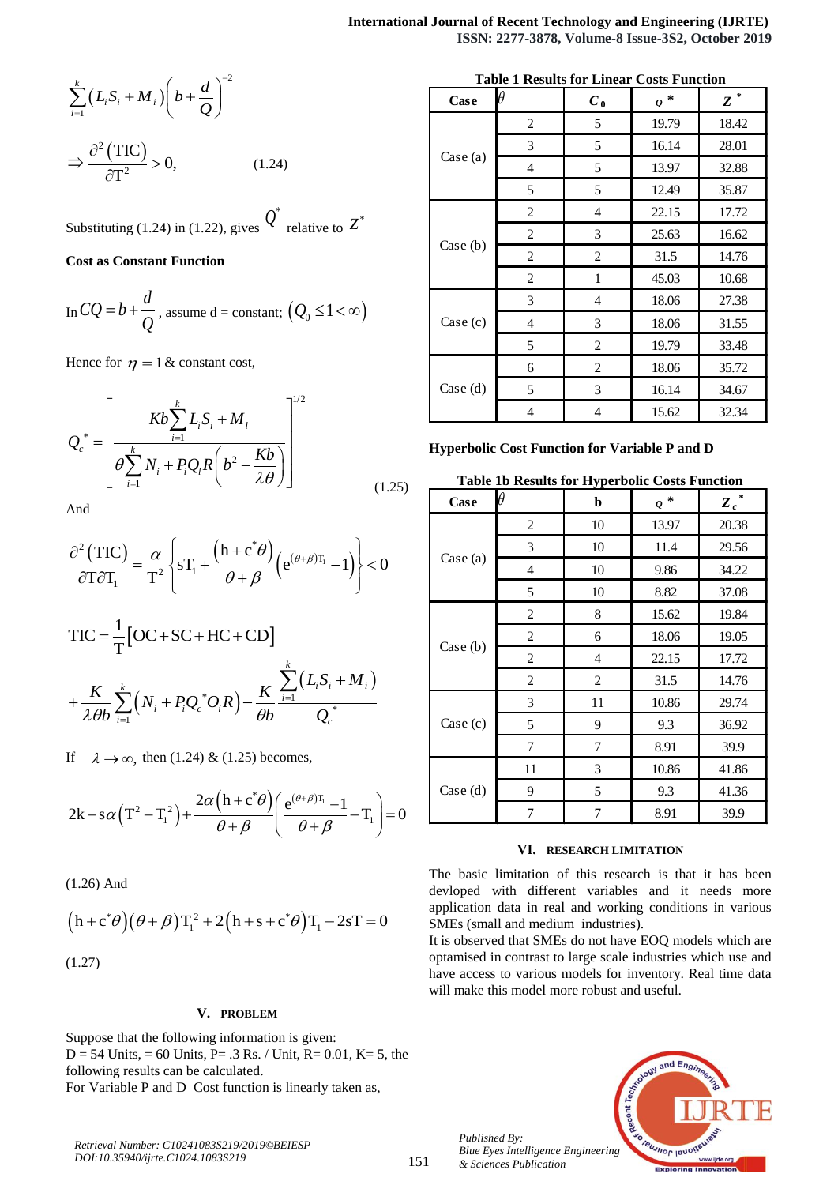$$\sum_{i=1}^{k}\left(L_i S_i + M_i\right)\left(b+\frac{d}{Q}\right)^{-2}$$

$$\Rightarrow \frac{\partial^2(\text{TIC})}{\partial \text{T}^2} > 0, \qquad (1.24)$$

Substituting (1.24) in (1.22), gives $Q^*$ relative to $Z^*$

**Cost as Constant Function**

In $CQ = b + \frac{d}{Q}$, assume d = constant; $\left(Q_0 \le 1 < \infty\right)$

Hence for $\eta = 1$ & constant cost,

$$Q_c^* = \left[\frac{Kb\sum_{i=1}^{k} L_i S_i + M_l}{\theta\sum_{i=1}^{k} N_i + P_i Q_i R\left(b^2 - \frac{Kb}{\lambda\theta}\right)}\right]^{1/2} \qquad (1.25)$$

And

$$\frac{\partial^2(\text{TIC})}{\partial \text{T}\partial \text{T}_1} = \frac{\alpha}{\text{T}^2}\left\{s\text{T}_1 + \frac{\left(\text{h}+\text{c}^*\theta\right)}{\theta+\beta}\left(\text{e}^{(\theta+\beta)\text{T}_1} - 1\right)\right\} < 0$$

$$\text{TIC} = \frac{1}{\text{T}}\left[\text{OC}+\text{SC}+\text{HC}+\text{CD}\right]$$

$$+\frac{K}{\lambda\theta b}\sum_{i=1}^{k}\left(N_i + P_i Q_c^* O_i R\right) - \frac{K}{\theta b}\frac{\sum_{i=1}^{k}\left(L_i S_i + M_i\right)}{Q_c^*}$$

If $\lambda \to \infty$, then (1.24) & (1.25) becomes,

$$2\text{k} - \text{s}\alpha\left(\text{T}^2 - \text{T}_1^2\right) + \frac{2\alpha\left(\text{h}+\text{c}^*\theta\right)}{\theta+\beta}\left(\frac{\text{e}^{(\theta+\beta)\text{T}_1} - 1}{\theta+\beta} - \text{T}_1\right) = 0$$

(1.26) And

$$\left(\text{h}+\text{c}^*\theta\right)\left(\theta+\beta\right)\text{T}_1^2 + 2\left(\text{h}+\text{s}+\text{c}^*\theta\right)\text{T}_1 - 2\text{sT} = 0$$

(1.27)

## V. PROBLEM

Suppose that the following information is given:
D = 54 Units, = 60 Units, P= .3 Rs. / Unit, R= 0.01, K= 5, the following results can be calculated.
For Variable P and D Cost function is linearly taken as,

**Table 1 Results for Linear Costs Function**

| Case | $\theta$ | $C_0$ | $Q^*$ | $Z^*$ |
|---|---|---|---|---|
| Case (a) | 2 | 5 | 19.79 | 18.42 |
| | 3 | 5 | 16.14 | 28.01 |
| | 4 | 5 | 13.97 | 32.88 |
| | 5 | 5 | 12.49 | 35.87 |
| Case (b) | 2 | 4 | 22.15 | 17.72 |
| | 2 | 3 | 25.63 | 16.62 |
| | 2 | 2 | 31.5 | 14.76 |
| | 2 | 1 | 45.03 | 10.68 |
| Case (c) | 3 | 4 | 18.06 | 27.38 |
| | 4 | 3 | 18.06 | 31.55 |
| | 5 | 2 | 19.79 | 33.48 |
| Case (d) | 6 | 2 | 18.06 | 35.72 |
| | 5 | 3 | 16.14 | 34.67 |
| | 4 | 4 | 15.62 | 32.34 |

**Hyperbolic Cost Function for Variable P and D**

**Table 1b Results for Hyperbolic Costs Function**

| Case | $\theta$ | b | $Q^*$ | $Z_c^*$ |
|---|---|---|---|---|
| Case (a) | 2 | 10 | 13.97 | 20.38 |
| | 3 | 10 | 11.4 | 29.56 |
| | 4 | 10 | 9.86 | 34.22 |
| | 5 | 10 | 8.82 | 37.08 |
| Case (b) | 2 | 8 | 15.62 | 19.84 |
| | 2 | 6 | 18.06 | 19.05 |
| | 2 | 4 | 22.15 | 17.72 |
| | 2 | 2 | 31.5 | 14.76 |
| Case (c) | 3 | 11 | 10.86 | 29.74 |
| | 5 | 9 | 9.3 | 36.92 |
| | 7 | 7 | 8.91 | 39.9 |
| Case (d) | 11 | 3 | 10.86 | 41.86 |
| | 9 | 5 | 9.3 | 41.36 |
| | 7 | 7 | 8.91 | 39.9 |

## VI. RESEARCH LIMITATION

The basic limitation of this research is that it has been devloped with different variables and it needs more application data in real and working conditions in various SMEs (small and medium industries).

It is observed that SMEs do not have EOQ models which are optamised in contrast to large scale industries which use and have access to various models for inventory. Real time data will make this model more robust and useful.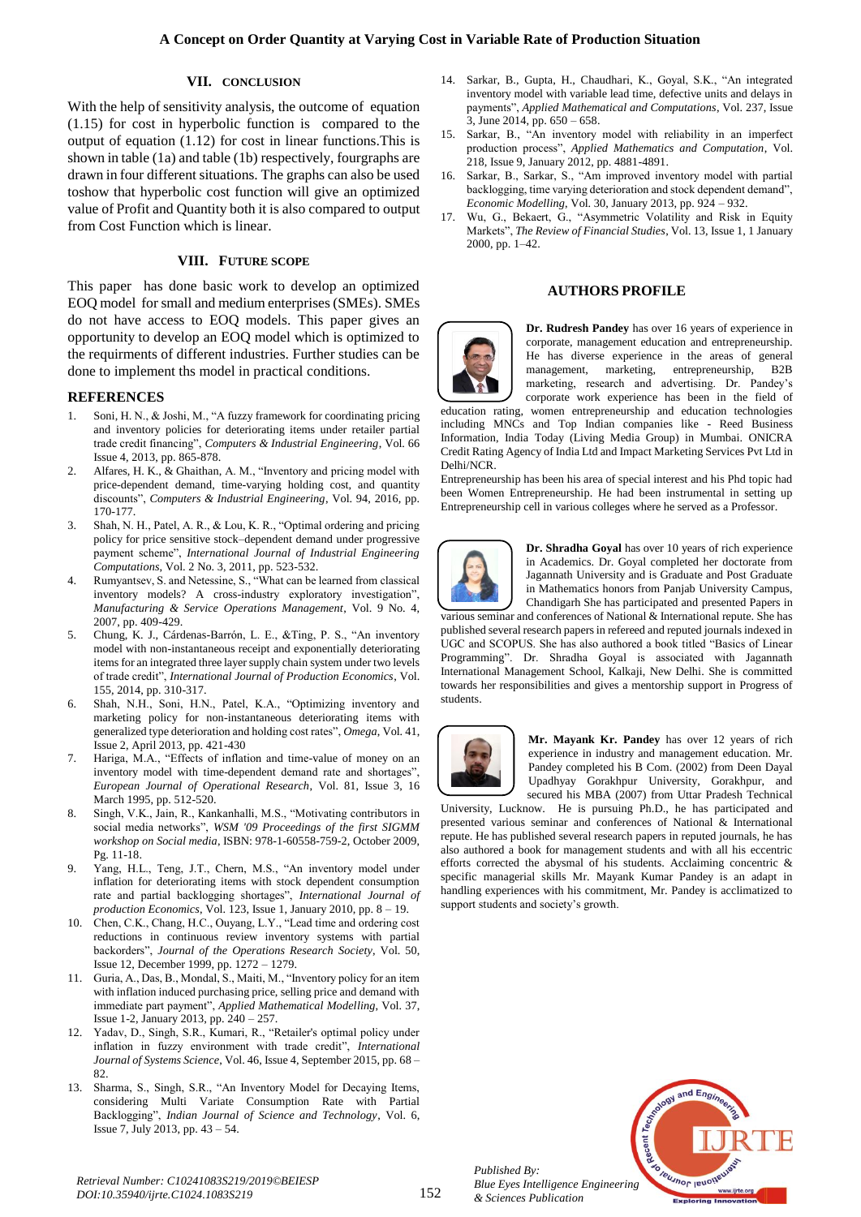## VII. CONCLUSION

With the help of sensitivity analysis, the outcome of equation (1.15) for cost in hyperbolic function is compared to the output of equation (1.12) for cost in linear functions.This is shown in table (1a) and table (1b) respectively, fourgraphs are drawn in four different situations. The graphs can also be used toshow that hyperbolic cost function will give an optimized value of Profit and Quantity both it is also compared to output from Cost Function which is linear.

## VIII. FUTURE SCOPE

This paper has done basic work to develop an optimized EOQ model for small and medium enterprises (SMEs). SMEs do not have access to EOQ models. This paper gives an opportunity to develop an EOQ model which is optimized to the requirments of different industries. Further studies can be done to implement ths model in practical conditions.

## REFERENCES

1. Soni, H. N., & Joshi, M., "A fuzzy framework for coordinating pricing and inventory policies for deteriorating items under retailer partial trade credit financing", *Computers & Industrial Engineering*, Vol. 66 Issue 4, 2013, pp. 865-878.
2. Alfares, H. K., & Ghaithan, A. M., "Inventory and pricing model with price-dependent demand, time-varying holding cost, and quantity discounts", *Computers & Industrial Engineering*, Vol. 94, 2016, pp. 170-177.
3. Shah, N. H., Patel, A. R., & Lou, K. R., "Optimal ordering and pricing policy for price sensitive stock–dependent demand under progressive payment scheme", *International Journal of Industrial Engineering Computations*, Vol. 2 No. 3, 2011, pp. 523-532.
4. Rumyantsev, S. and Netessine, S., "What can be learned from classical inventory models? A cross-industry exploratory investigation", *Manufacturing & Service Operations Management*, Vol. 9 No. 4, 2007, pp. 409-429.
5. Chung, K. J., Cárdenas-Barrón, L. E., &Ting, P. S., "An inventory model with non-instantaneous receipt and exponentially deteriorating items for an integrated three layer supply chain system under two levels of trade credit", *International Journal of Production Economics*, Vol. 155, 2014, pp. 310-317.
6. Shah, N.H., Soni, H.N., Patel, K.A., "Optimizing inventory and marketing policy for non-instantaneous deteriorating items with generalized type deterioration and holding cost rates", *Omega*, Vol. 41, Issue 2, April 2013, pp. 421-430
7. Hariga, M.A., "Effects of inflation and time-value of money on an inventory model with time-dependent demand rate and shortages", *European Journal of Operational Research*, Vol. 81, Issue 3, 16 March 1995, pp. 512-520.
8. Singh, V.K., Jain, R., Kankanhalli, M.S., "Motivating contributors in social media networks", *WSM '09 Proceedings of the first SIGMM workshop on Social media*, ISBN: 978-1-60558-759-2, October 2009, Pg. 11-18.
9. Yang, H.L., Teng, J.T., Chern, M.S., "An inventory model under inflation for deteriorating items with stock dependent consumption rate and partial backlogging shortages", *International Journal of production Economics*, Vol. 123, Issue 1, January 2010, pp. 8 – 19.
10. Chen, C.K., Chang, H.C., Ouyang, L.Y., "Lead time and ordering cost reductions in continuous review inventory systems with partial backorders", *Journal of the Operations Research Society*, Vol. 50, Issue 12, December 1999, pp. 1272 – 1279.
11. Guria, A., Das, B., Mondal, S., Maiti, M., "Inventory policy for an item with inflation induced purchasing price, selling price and demand with immediate part payment", *Applied Mathematical Modelling*, Vol. 37, Issue 1-2, January 2013, pp. 240 – 257.
12. Yadav, D., Singh, S.R., Kumari, R., "Retailer's optimal policy under inflation in fuzzy environment with trade credit", *International Journal of Systems Science*, Vol. 46, Issue 4, September 2015, pp. 68 – 82.
13. Sharma, S., Singh, S.R., "An Inventory Model for Decaying Items, considering Multi Variate Consumption Rate with Partial Backlogging", *Indian Journal of Science and Technology*, Vol. 6, Issue 7, July 2013, pp. 43 – 54.
14. Sarkar, B., Gupta, H., Chaudhari, K., Goyal, S.K., "An integrated inventory model with variable lead time, defective units and delays in payments", *Applied Mathematical and Computations*, Vol. 237, Issue 3, June 2014, pp. 650 – 658.
15. Sarkar, B., "An inventory model with reliability in an imperfect production process", *Applied Mathematics and Computation*, Vol. 218, Issue 9, January 2012, pp. 4881-4891.
16. Sarkar, B., Sarkar, S., "Am improved inventory model with partial backlogging, time varying deterioration and stock dependent demand", *Economic Modelling*, Vol. 30, January 2013, pp. 924 – 932.
17. Wu, G., Bekaert, G., "Asymmetric Volatility and Risk in Equity Markets", *The Review of Financial Studies*, Vol. 13, Issue 1, 1 January 2000, pp. 1–42.

## AUTHORS PROFILE

**Dr. Rudresh Pandey** has over 16 years of experience in corporate, management education and entrepreneurship. He has diverse experience in the areas of general management, marketing, entrepreneurship, B2B marketing, research and advertising. Dr. Pandey's corporate work experience has been in the field of education rating, women entrepreneurship and education technologies including MNCs and Top Indian companies like - Reed Business Information, India Today (Living Media Group) in Mumbai. ONICRA Credit Rating Agency of India Ltd and Impact Marketing Services Pvt Ltd in Delhi/NCR.

Entrepreneurship has been his area of special interest and his Phd topic had been Women Entrepreneurship. He had been instrumental in setting up Entrepreneurship cell in various colleges where he served as a Professor.

**Dr. Shradha Goyal** has over 10 years of rich experience in Academics. Dr. Goyal completed her doctorate from Jagannath University and is Graduate and Post Graduate in Mathematics honors from Panjab University Campus, Chandigarh She has participated and presented Papers in various seminar and conferences of National & International repute. She has published several research papers in refereed and reputed journals indexed in UGC and SCOPUS. She has also authored a book titled "Basics of Linear Programming". Dr. Shradha Goyal is associated with Jagannath International Management School, Kalkaji, New Delhi. She is committed towards her responsibilities and gives a mentorship support in Progress of students.

**Mr. Mayank Kr. Pandey** has over 12 years of rich experience in industry and management education. Mr. Pandey completed his B Com. (2002) from Deen Dayal Upadhyay Gorakhpur University, Gorakhpur, and secured his MBA (2007) from Uttar Pradesh Technical University, Lucknow. He is pursuing Ph.D., he has participated and presented various seminar and conferences of National & International repute. He has published several research papers in reputed journals, he has also authored a book for management students and with all his eccentric efforts corrected the abysmal of his students. Acclaiming concentric & specific managerial skills Mr. Mayank Kumar Pandey is an adapt in handling experiences with his commitment, Mr. Pandey is acclimatized to support students and society's growth.